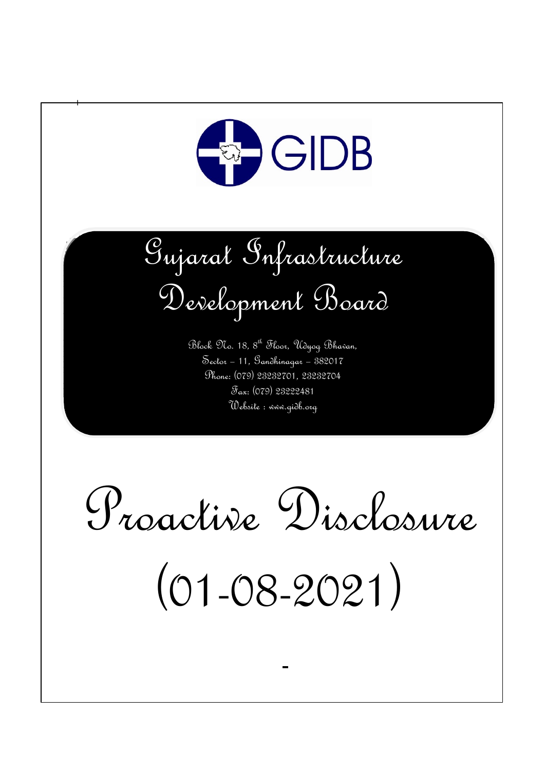GIDB

# Gujarat Infrastructure Development Board

Block No. 18, 8th Floor, Udyog Bhavan,
Sector – 11, Gandhinagar – 382017
Phone: (079) 23232701, 23232704
Fax: (079) 23222481
Website : www.gidb.org

# Proactive Disclosure

# (01-08-2021)

-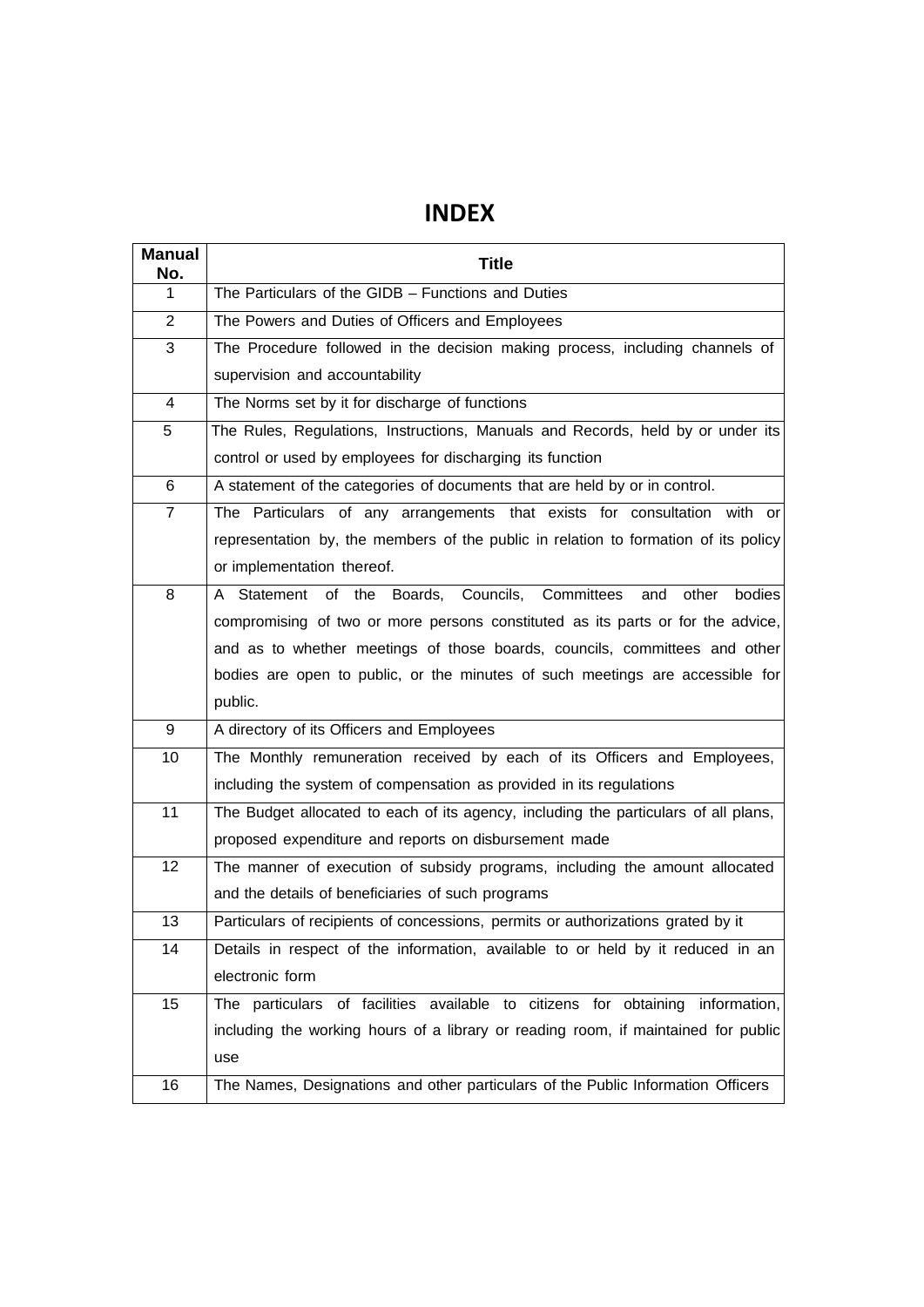# INDEX

| Manual No. | Title |
|---|---|
| 1 | The Particulars of the GIDB – Functions and Duties |
| 2 | The Powers and Duties of Officers and Employees |
| 3 | The Procedure followed in the decision making process, including channels of supervision and accountability |
| 4 | The Norms set by it for discharge of functions |
| 5 | The Rules, Regulations, Instructions, Manuals and Records, held by or under its control or used by employees for discharging its function |
| 6 | A statement of the categories of documents that are held by or in control. |
| 7 | The Particulars of any arrangements that exists for consultation with or representation by, the members of the public in relation to formation of its policy or implementation thereof. |
| 8 | A Statement of the Boards, Councils, Committees and other bodies compromising of two or more persons constituted as its parts or for the advice, and as to whether meetings of those boards, councils, committees and other bodies are open to public, or the minutes of such meetings are accessible for public. |
| 9 | A directory of its Officers and Employees |
| 10 | The Monthly remuneration received by each of its Officers and Employees, including the system of compensation as provided in its regulations |
| 11 | The Budget allocated to each of its agency, including the particulars of all plans, proposed expenditure and reports on disbursement made |
| 12 | The manner of execution of subsidy programs, including the amount allocated and the details of beneficiaries of such programs |
| 13 | Particulars of recipients of concessions, permits or authorizations grated by it |
| 14 | Details in respect of the information, available to or held by it reduced in an electronic form |
| 15 | The particulars of facilities available to citizens for obtaining information, including the working hours of a library or reading room, if maintained for public use |
| 16 | The Names, Designations and other particulars of the Public Information Officers |